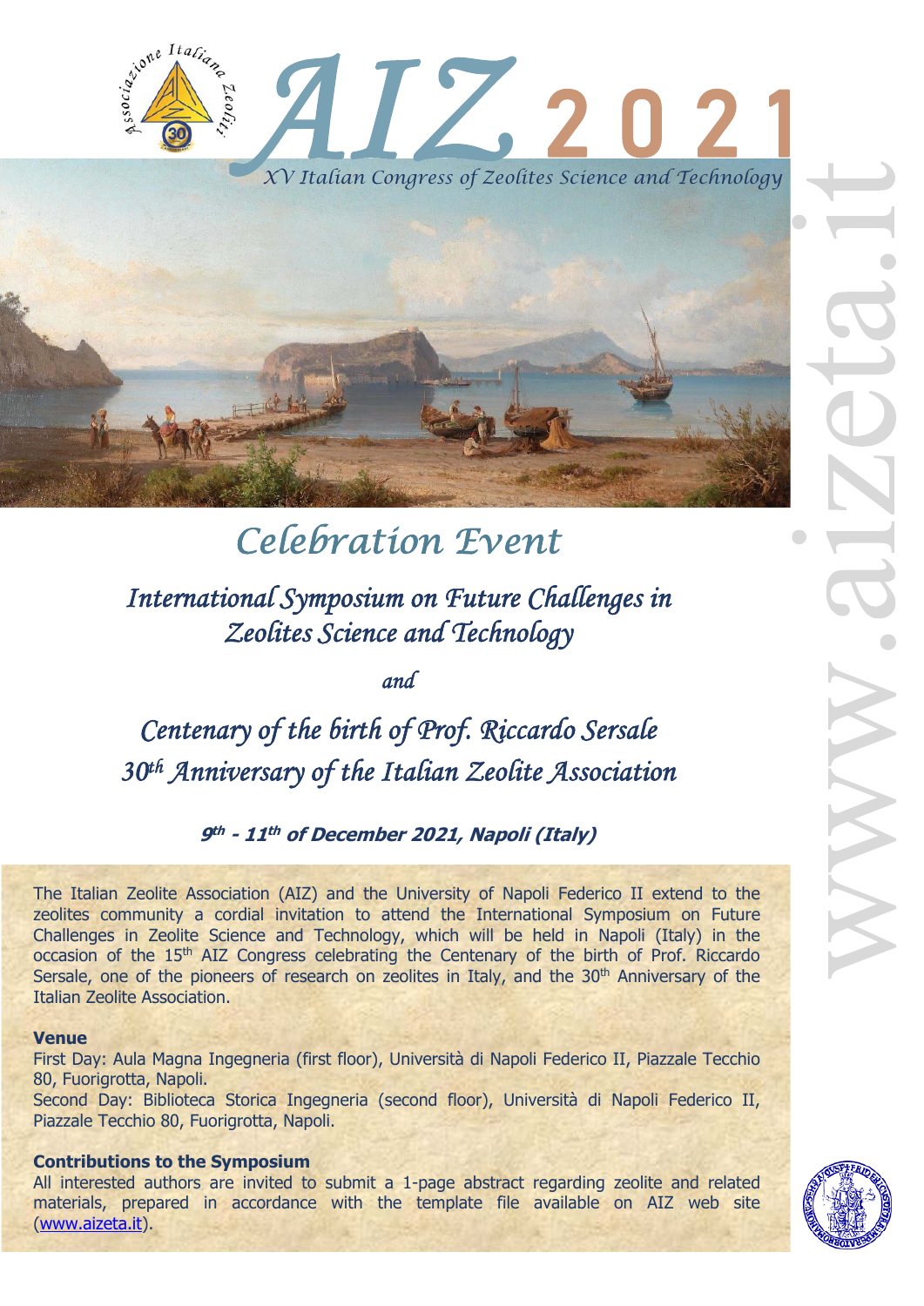# AIZ 2021

*XV Italian Congress of Zeolites Science and Technology*

www.aizeta.it

## *Celebration Event*

### *International Symposium on Future Challenges in Zeolites Science and Technology*

*and*

### *Centenary of the birth of Prof. Riccardo Sersale*
### *30th Anniversary of the Italian Zeolite Association*

***9th - 11th of December 2021, Napoli (Italy)***

The Italian Zeolite Association (AIZ) and the University of Napoli Federico II extend to the zeolites community a cordial invitation to attend the International Symposium on Future Challenges in Zeolite Science and Technology, which will be held in Napoli (Italy) in the occasion of the 15th AIZ Congress celebrating the Centenary of the birth of Prof. Riccardo Sersale, one of the pioneers of research on zeolites in Italy, and the 30th Anniversary of the Italian Zeolite Association.

**Venue**

First Day: Aula Magna Ingegneria (first floor), Università di Napoli Federico II, Piazzale Tecchio 80, Fuorigrotta, Napoli.

Second Day: Biblioteca Storica Ingegneria (second floor), Università di Napoli Federico II, Piazzale Tecchio 80, Fuorigrotta, Napoli.

**Contributions to the Symposium**

All interested authors are invited to submit a 1-page abstract regarding zeolite and related materials, prepared in accordance with the template file available on AIZ web site (www.aizeta.it).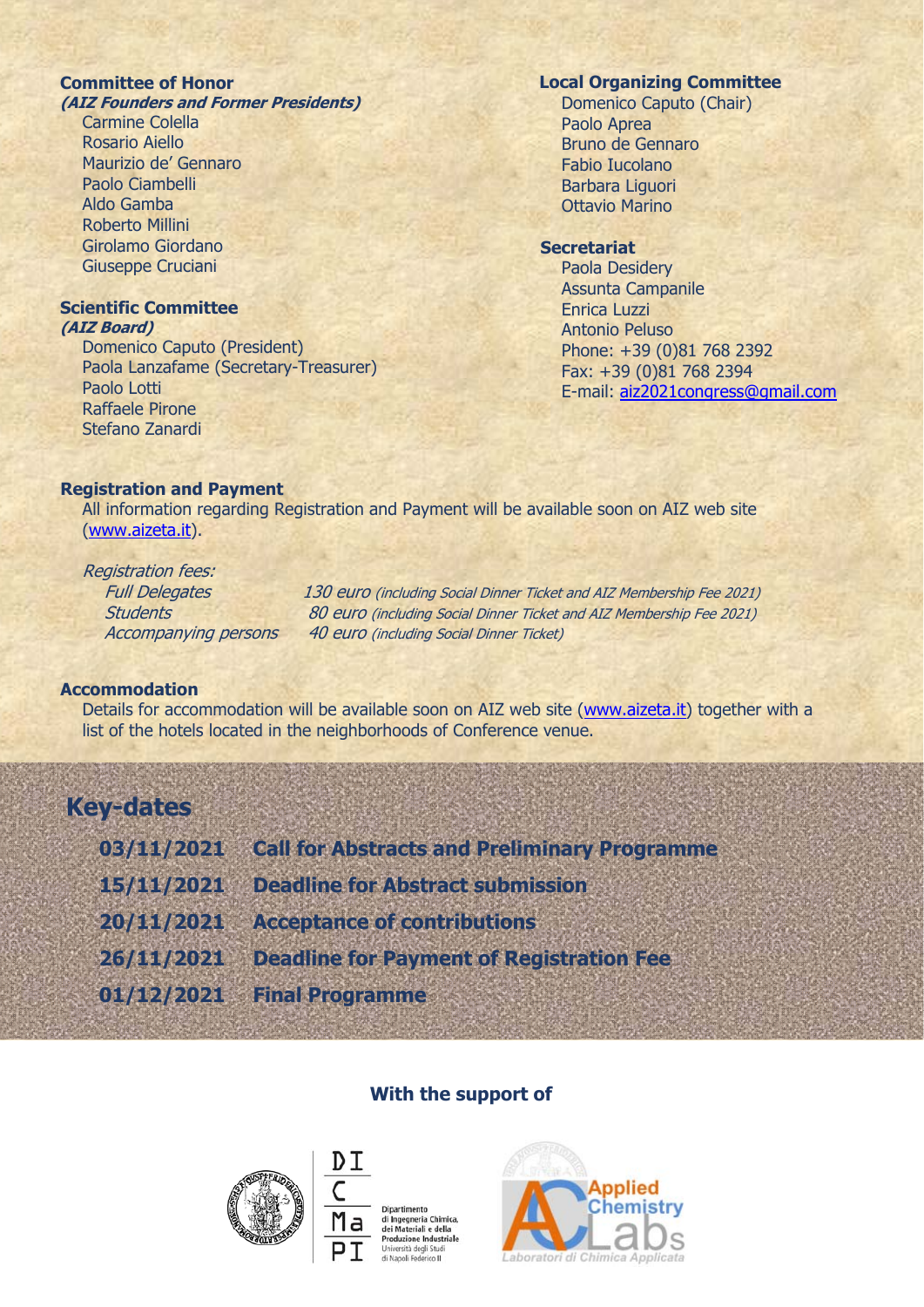**Committee of Honor**
***(AIZ Founders and Former Presidents)***

Carmine Colella
Rosario Aiello
Maurizio de' Gennaro
Paolo Ciambelli
Aldo Gamba
Roberto Millini
Girolamo Giordano
Giuseppe Cruciani

**Scientific Committee**
***(AIZ Board)***

Domenico Caputo (President)
Paola Lanzafame (Secretary-Treasurer)
Paolo Lotti
Raffaele Pirone
Stefano Zanardi

**Local Organizing Committee**

Domenico Caputo (Chair)
Paolo Aprea
Bruno de Gennaro
Fabio Iucolano
Barbara Liguori
Ottavio Marino

**Secretariat**

Paola Desidery
Assunta Campanile
Enrica Luzzi
Antonio Peluso
Phone: +39 (0)81 768 2392
Fax: +39 (0)81 768 2394
E-mail: aiz2021congress@gmail.com

**Registration and Payment**

All information regarding Registration and Payment will be available soon on AIZ web site (www.aizeta.it).

*Registration fees:*

| | |
|---|---|
| *Full Delegates* | *130 euro (including Social Dinner Ticket and AIZ Membership Fee 2021)* |
| *Students* | *80 euro (including Social Dinner Ticket and AIZ Membership Fee 2021)* |
| *Accompanying persons* | *40 euro (including Social Dinner Ticket)* |

**Accommodation**

Details for accommodation will be available soon on AIZ web site (www.aizeta.it) together with a list of the hotels located in the neighborhoods of Conference venue.

## Key-dates

| | |
|---|---|
| **03/11/2021** | **Call for Abstracts and Preliminary Programme** |
| **15/11/2021** | **Deadline for Abstract submission** |
| **20/11/2021** | **Acceptance of contributions** |
| **26/11/2021** | **Deadline for Payment of Registration Fee** |
| **01/12/2021** | **Final Programme** |

**With the support of**

DICMaPI
Dipartimento di Ingegneria Chimica, dei Materiali e della Produzione Industriale
Università degli Studi di Napoli Federico II

Applied Chemistry Labs
Laboratori di Chimica Applicata